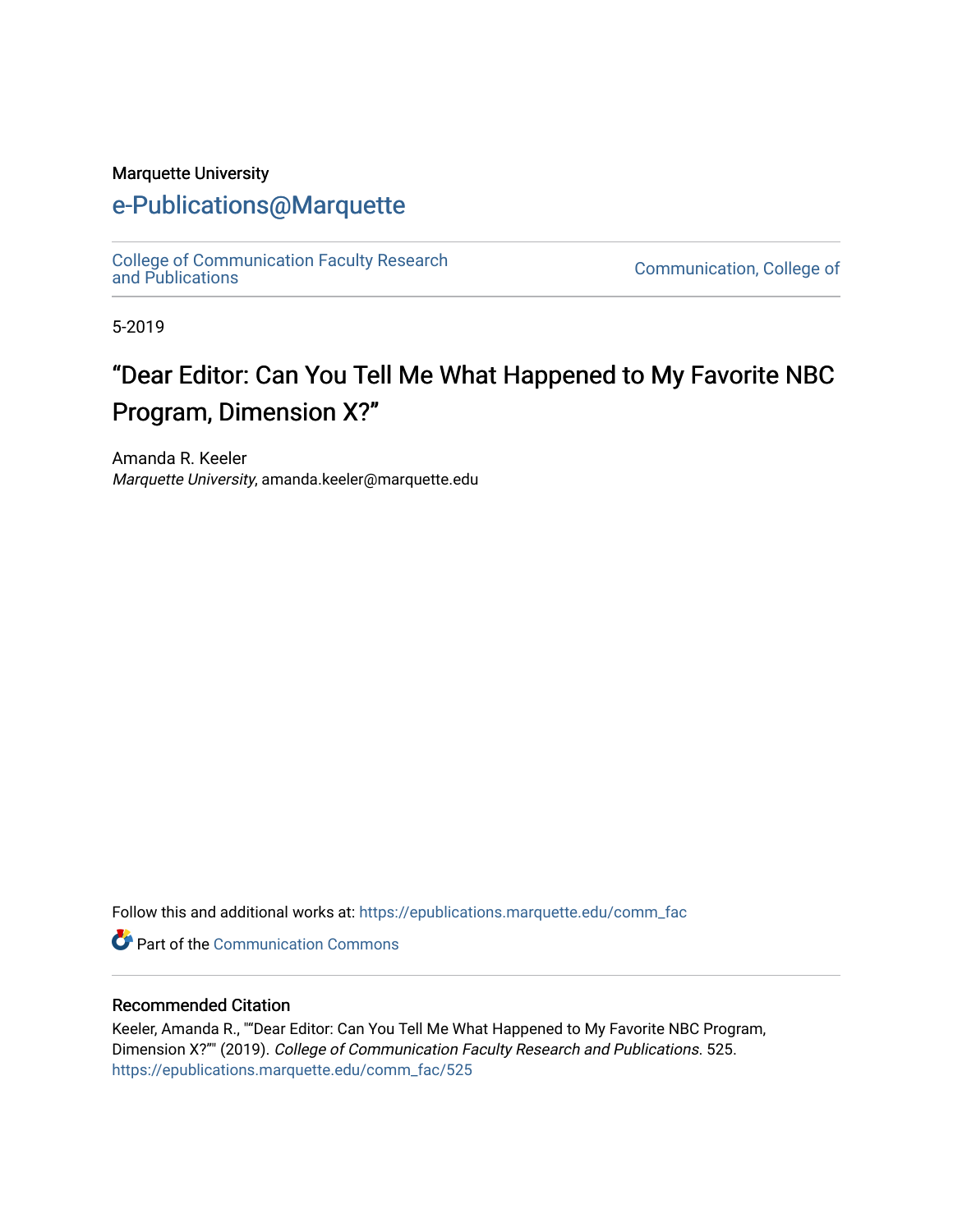Marquette University

# e-Publications@Marquette

College of Communication Faculty Research and Publications

Communication, College of

5-2019

# “Dear Editor: Can You Tell Me What Happened to My Favorite NBC Program, Dimension X?”

Amanda R. Keeler
*Marquette University*, amanda.keeler@marquette.edu

Follow this and additional works at: https://epublications.marquette.edu/comm_fac

Part of the Communication Commons

## Recommended Citation

Keeler, Amanda R., "“Dear Editor: Can You Tell Me What Happened to My Favorite NBC Program, Dimension X?”" (2019). *College of Communication Faculty Research and Publications*. 525.
https://epublications.marquette.edu/comm_fac/525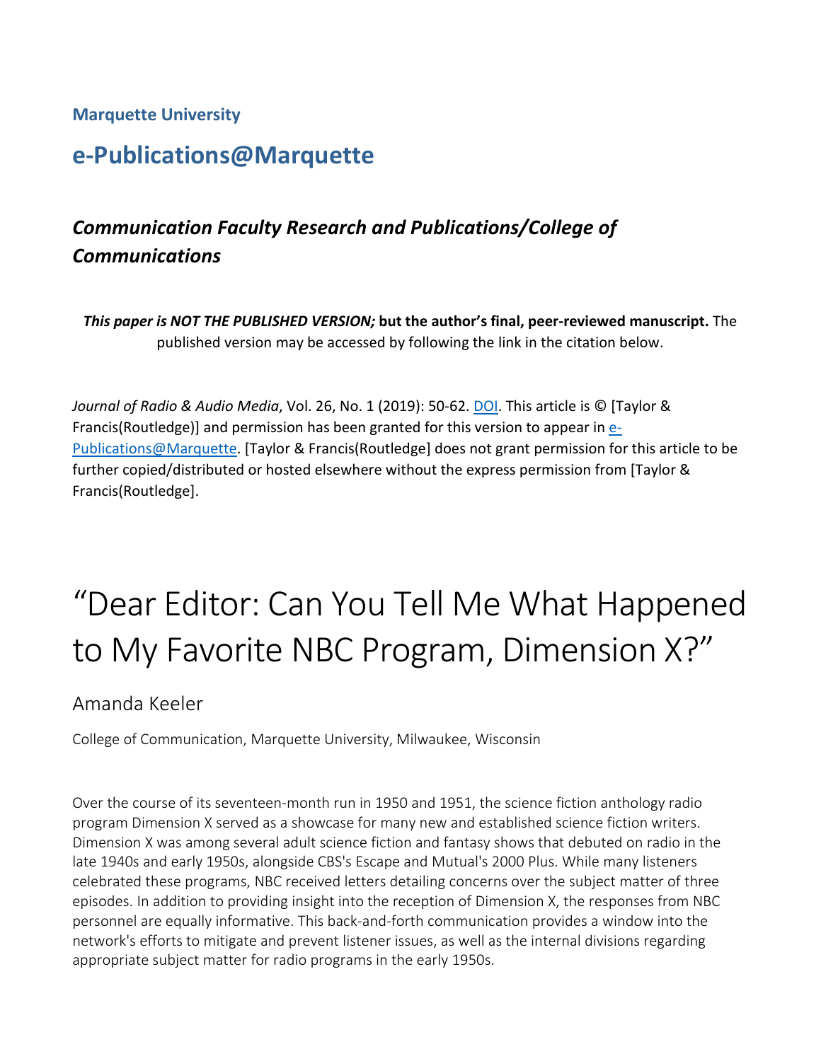**Marquette University**

# e-Publications@Marquette

### *Communication Faculty Research and Publications/College of Communications*

***This paper is NOT THE PUBLISHED VERSION;*** **but the author's final, peer-reviewed manuscript.** The published version may be accessed by following the link in the citation below.

*Journal of Radio & Audio Media*, Vol. 26, No. 1 (2019): 50-62. DOI. This article is © [Taylor & Francis(Routledge)] and permission has been granted for this version to appear in e-Publications@Marquette. [Taylor & Francis(Routledge] does not grant permission for this article to be further copied/distributed or hosted elsewhere without the express permission from [Taylor & Francis(Routledge].

# "Dear Editor: Can You Tell Me What Happened to My Favorite NBC Program, Dimension X?"

Amanda Keeler

College of Communication, Marquette University, Milwaukee, Wisconsin

Over the course of its seventeen-month run in 1950 and 1951, the science fiction anthology radio program Dimension X served as a showcase for many new and established science fiction writers. Dimension X was among several adult science fiction and fantasy shows that debuted on radio in the late 1940s and early 1950s, alongside CBS's Escape and Mutual's 2000 Plus. While many listeners celebrated these programs, NBC received letters detailing concerns over the subject matter of three episodes. In addition to providing insight into the reception of Dimension X, the responses from NBC personnel are equally informative. This back-and-forth communication provides a window into the network's efforts to mitigate and prevent listener issues, as well as the internal divisions regarding appropriate subject matter for radio programs in the early 1950s.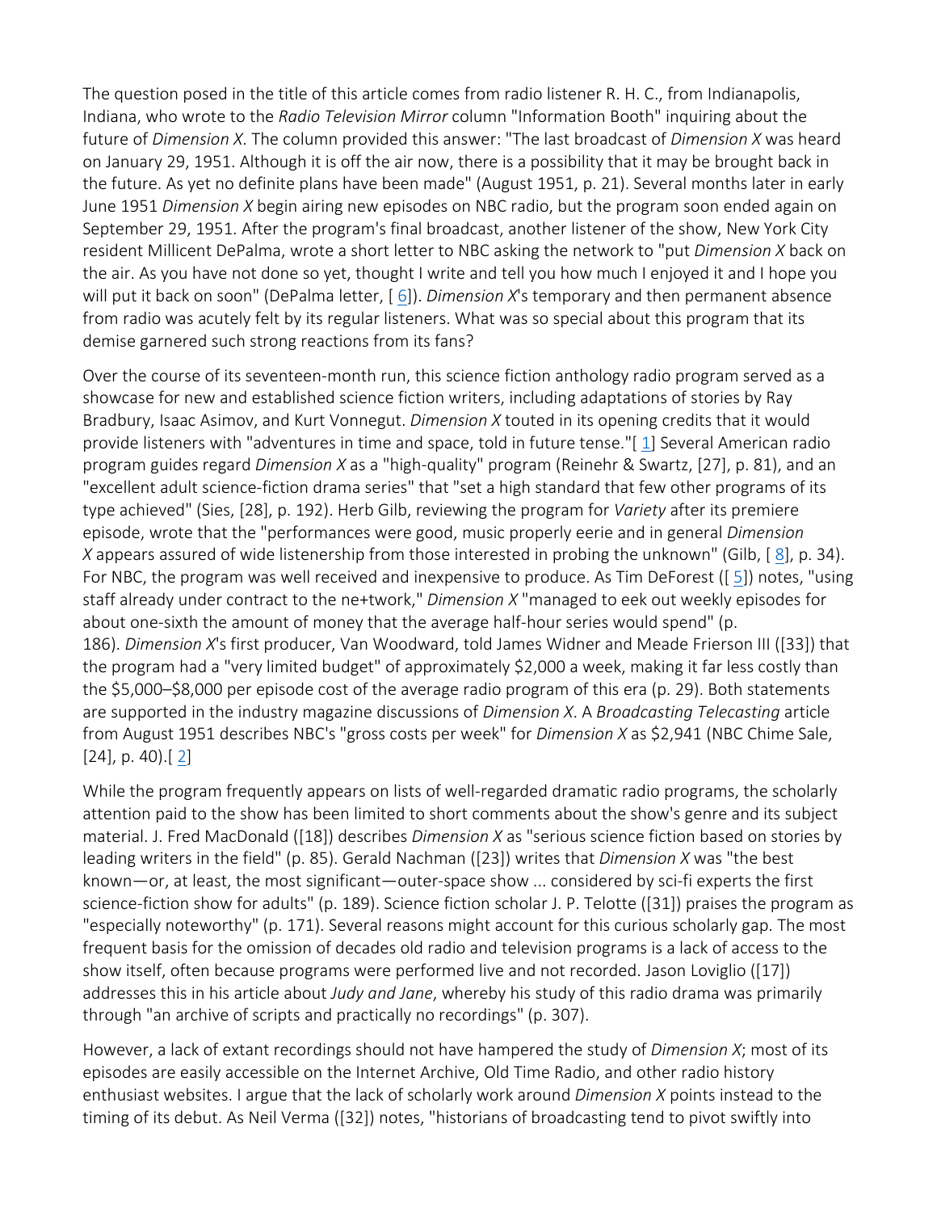The question posed in the title of this article comes from radio listener R. H. C., from Indianapolis, Indiana, who wrote to the *Radio Television Mirror* column "Information Booth" inquiring about the future of *Dimension X*. The column provided this answer: "The last broadcast of *Dimension X* was heard on January 29, 1951. Although it is off the air now, there is a possibility that it may be brought back in the future. As yet no definite plans have been made" (August 1951, p. 21). Several months later in early June 1951 *Dimension X* begin airing new episodes on NBC radio, but the program soon ended again on September 29, 1951. After the program's final broadcast, another listener of the show, New York City resident Millicent DePalma, wrote a short letter to NBC asking the network to "put *Dimension X* back on the air. As you have not done so yet, thought I write and tell you how much I enjoyed it and I hope you will put it back on soon" (DePalma letter, [ 6]). *Dimension X*'s temporary and then permanent absence from radio was acutely felt by its regular listeners. What was so special about this program that its demise garnered such strong reactions from its fans?

Over the course of its seventeen-month run, this science fiction anthology radio program served as a showcase for new and established science fiction writers, including adaptations of stories by Ray Bradbury, Isaac Asimov, and Kurt Vonnegut. *Dimension X* touted in its opening credits that it would provide listeners with "adventures in time and space, told in future tense."[ 1] Several American radio program guides regard *Dimension X* as a "high-quality" program (Reinehr & Swartz, [27], p. 81), and an "excellent adult science-fiction drama series" that "set a high standard that few other programs of its type achieved" (Sies, [28], p. 192). Herb Gilb, reviewing the program for *Variety* after its premiere episode, wrote that the "performances were good, music properly eerie and in general *Dimension X* appears assured of wide listenership from those interested in probing the unknown" (Gilb, [ 8], p. 34). For NBC, the program was well received and inexpensive to produce. As Tim DeForest ([ 5]) notes, "using staff already under contract to the ne+twork," *Dimension X* "managed to eek out weekly episodes for about one-sixth the amount of money that the average half-hour series would spend" (p. 186). *Dimension X*'s first producer, Van Woodward, told James Widner and Meade Frierson III ([33]) that the program had a "very limited budget" of approximately $2,000 a week, making it far less costly than the $5,000–$8,000 per episode cost of the average radio program of this era (p. 29). Both statements are supported in the industry magazine discussions of *Dimension X*. A *Broadcasting Telecasting* article from August 1951 describes NBC's "gross costs per week" for *Dimension X* as $2,941 (NBC Chime Sale, [24], p. 40).[ 2]

While the program frequently appears on lists of well-regarded dramatic radio programs, the scholarly attention paid to the show has been limited to short comments about the show's genre and its subject material. J. Fred MacDonald ([18]) describes *Dimension X* as "serious science fiction based on stories by leading writers in the field" (p. 85). Gerald Nachman ([23]) writes that *Dimension X* was "the best known—or, at least, the most significant—outer-space show ... considered by sci-fi experts the first science-fiction show for adults" (p. 189). Science fiction scholar J. P. Telotte ([31]) praises the program as "especially noteworthy" (p. 171). Several reasons might account for this curious scholarly gap. The most frequent basis for the omission of decades old radio and television programs is a lack of access to the show itself, often because programs were performed live and not recorded. Jason Loviglio ([17]) addresses this in his article about *Judy and Jane*, whereby his study of this radio drama was primarily through "an archive of scripts and practically no recordings" (p. 307).

However, a lack of extant recordings should not have hampered the study of *Dimension X*; most of its episodes are easily accessible on the Internet Archive, Old Time Radio, and other radio history enthusiast websites. I argue that the lack of scholarly work around *Dimension X* points instead to the timing of its debut. As Neil Verma ([32]) notes, "historians of broadcasting tend to pivot swiftly into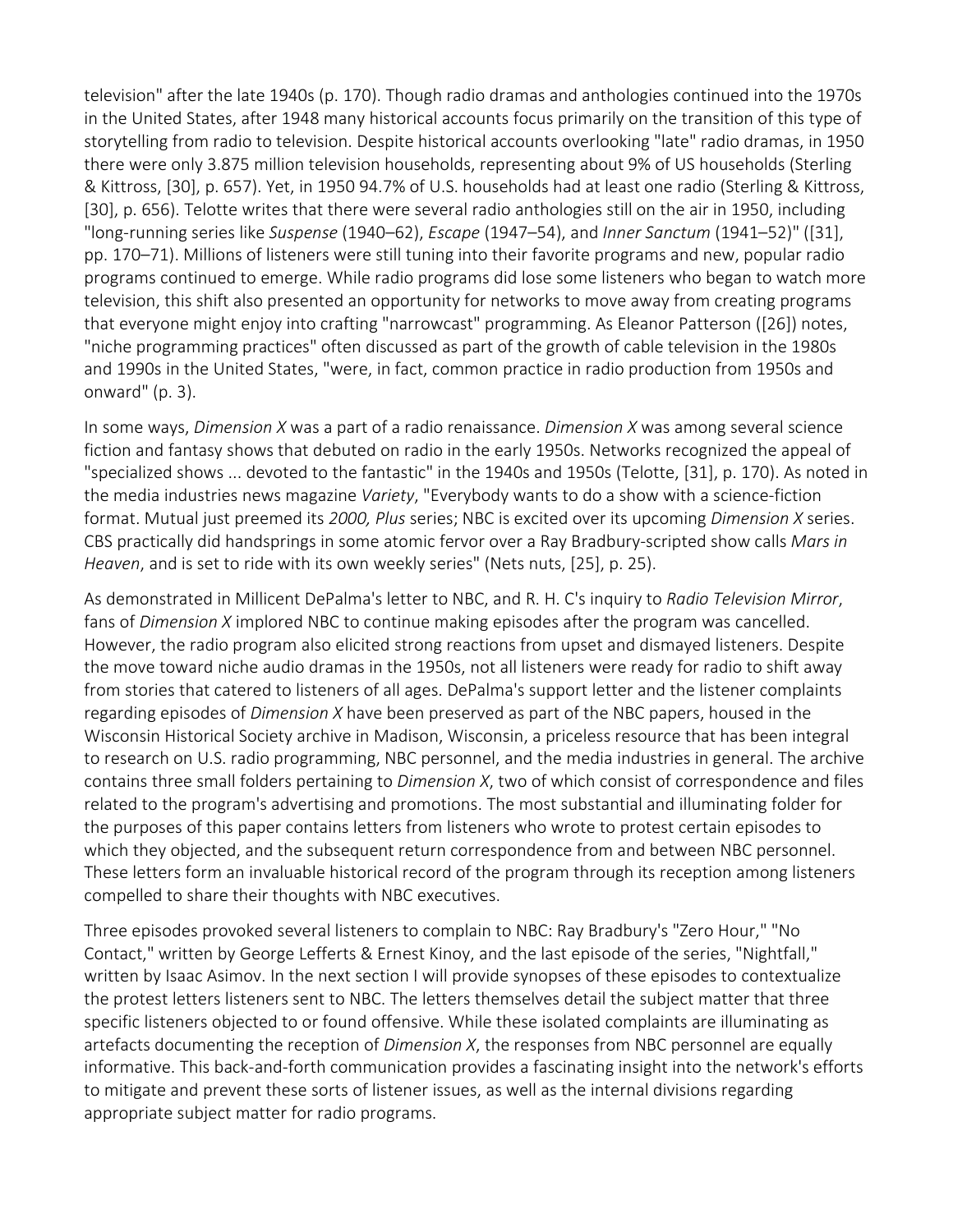television" after the late 1940s (p. 170). Though radio dramas and anthologies continued into the 1970s in the United States, after 1948 many historical accounts focus primarily on the transition of this type of storytelling from radio to television. Despite historical accounts overlooking "late" radio dramas, in 1950 there were only 3.875 million television households, representing about 9% of US households (Sterling & Kittross, [30], p. 657). Yet, in 1950 94.7% of U.S. households had at least one radio (Sterling & Kittross, [30], p. 656). Telotte writes that there were several radio anthologies still on the air in 1950, including "long-running series like *Suspense* (1940–62), *Escape* (1947–54), and *Inner Sanctum* (1941–52)" ([31], pp. 170–71). Millions of listeners were still tuning into their favorite programs and new, popular radio programs continued to emerge. While radio programs did lose some listeners who began to watch more television, this shift also presented an opportunity for networks to move away from creating programs that everyone might enjoy into crafting "narrowcast" programming. As Eleanor Patterson ([26]) notes, "niche programming practices" often discussed as part of the growth of cable television in the 1980s and 1990s in the United States, "were, in fact, common practice in radio production from 1950s and onward" (p. 3).

In some ways, *Dimension X* was a part of a radio renaissance. *Dimension X* was among several science fiction and fantasy shows that debuted on radio in the early 1950s. Networks recognized the appeal of "specialized shows ... devoted to the fantastic" in the 1940s and 1950s (Telotte, [31], p. 170). As noted in the media industries news magazine *Variety*, "Everybody wants to do a show with a science-fiction format. Mutual just preemed its *2000, Plus* series; NBC is excited over its upcoming *Dimension X* series. CBS practically did handsprings in some atomic fervor over a Ray Bradbury-scripted show calls *Mars in Heaven*, and is set to ride with its own weekly series" (Nets nuts, [25], p. 25).

As demonstrated in Millicent DePalma's letter to NBC, and R. H. C's inquiry to *Radio Television Mirror*, fans of *Dimension X* implored NBC to continue making episodes after the program was cancelled. However, the radio program also elicited strong reactions from upset and dismayed listeners. Despite the move toward niche audio dramas in the 1950s, not all listeners were ready for radio to shift away from stories that catered to listeners of all ages. DePalma's support letter and the listener complaints regarding episodes of *Dimension X* have been preserved as part of the NBC papers, housed in the Wisconsin Historical Society archive in Madison, Wisconsin, a priceless resource that has been integral to research on U.S. radio programming, NBC personnel, and the media industries in general. The archive contains three small folders pertaining to *Dimension X*, two of which consist of correspondence and files related to the program's advertising and promotions. The most substantial and illuminating folder for the purposes of this paper contains letters from listeners who wrote to protest certain episodes to which they objected, and the subsequent return correspondence from and between NBC personnel. These letters form an invaluable historical record of the program through its reception among listeners compelled to share their thoughts with NBC executives.

Three episodes provoked several listeners to complain to NBC: Ray Bradbury's "Zero Hour," "No Contact," written by George Lefferts & Ernest Kinoy, and the last episode of the series, "Nightfall," written by Isaac Asimov. In the next section I will provide synopses of these episodes to contextualize the protest letters listeners sent to NBC. The letters themselves detail the subject matter that three specific listeners objected to or found offensive. While these isolated complaints are illuminating as artefacts documenting the reception of *Dimension X*, the responses from NBC personnel are equally informative. This back-and-forth communication provides a fascinating insight into the network's efforts to mitigate and prevent these sorts of listener issues, as well as the internal divisions regarding appropriate subject matter for radio programs.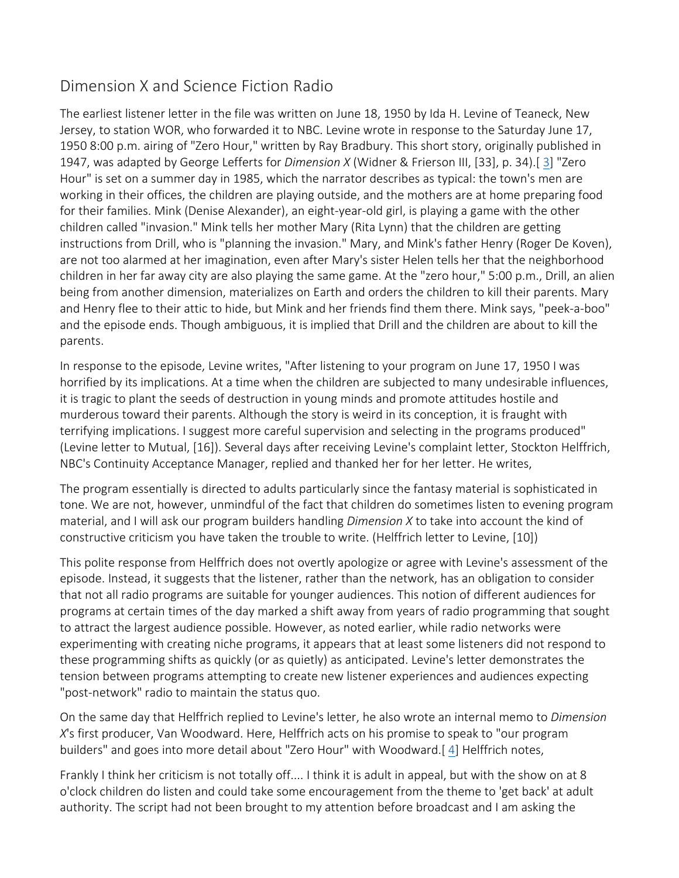## Dimension X and Science Fiction Radio

The earliest listener letter in the file was written on June 18, 1950 by Ida H. Levine of Teaneck, New Jersey, to station WOR, who forwarded it to NBC. Levine wrote in response to the Saturday June 17, 1950 8:00 p.m. airing of "Zero Hour," written by Ray Bradbury. This short story, originally published in 1947, was adapted by George Lefferts for *Dimension X* (Widner & Frierson III, [33], p. 34).[ 3] "Zero Hour" is set on a summer day in 1985, which the narrator describes as typical: the town's men are working in their offices, the children are playing outside, and the mothers are at home preparing food for their families. Mink (Denise Alexander), an eight-year-old girl, is playing a game with the other children called "invasion." Mink tells her mother Mary (Rita Lynn) that the children are getting instructions from Drill, who is "planning the invasion." Mary, and Mink's father Henry (Roger De Koven), are not too alarmed at her imagination, even after Mary's sister Helen tells her that the neighborhood children in her far away city are also playing the same game. At the "zero hour," 5:00 p.m., Drill, an alien being from another dimension, materializes on Earth and orders the children to kill their parents. Mary and Henry flee to their attic to hide, but Mink and her friends find them there. Mink says, "peek-a-boo" and the episode ends. Though ambiguous, it is implied that Drill and the children are about to kill the parents.

In response to the episode, Levine writes, "After listening to your program on June 17, 1950 I was horrified by its implications. At a time when the children are subjected to many undesirable influences, it is tragic to plant the seeds of destruction in young minds and promote attitudes hostile and murderous toward their parents. Although the story is weird in its conception, it is fraught with terrifying implications. I suggest more careful supervision and selecting in the programs produced" (Levine letter to Mutual, [16]). Several days after receiving Levine's complaint letter, Stockton Helffrich, NBC's Continuity Acceptance Manager, replied and thanked her for her letter. He writes,

> The program essentially is directed to adults particularly since the fantasy material is sophisticated in tone. We are not, however, unmindful of the fact that children do sometimes listen to evening program material, and I will ask our program builders handling *Dimension X* to take into account the kind of constructive criticism you have taken the trouble to write. (Helffrich letter to Levine, [10])

This polite response from Helffrich does not overtly apologize or agree with Levine's assessment of the episode. Instead, it suggests that the listener, rather than the network, has an obligation to consider that not all radio programs are suitable for younger audiences. This notion of different audiences for programs at certain times of the day marked a shift away from years of radio programming that sought to attract the largest audience possible. However, as noted earlier, while radio networks were experimenting with creating niche programs, it appears that at least some listeners did not respond to these programming shifts as quickly (or as quietly) as anticipated. Levine's letter demonstrates the tension between programs attempting to create new listener experiences and audiences expecting "post-network" radio to maintain the status quo.

On the same day that Helffrich replied to Levine's letter, he also wrote an internal memo to *Dimension X*'s first producer, Van Woodward. Here, Helffrich acts on his promise to speak to "our program builders" and goes into more detail about "Zero Hour" with Woodward.[ 4] Helffrich notes,

> Frankly I think her criticism is not totally off.... I think it is adult in appeal, but with the show on at 8 o'clock children do listen and could take some encouragement from the theme to 'get back' at adult authority. The script had not been brought to my attention before broadcast and I am asking the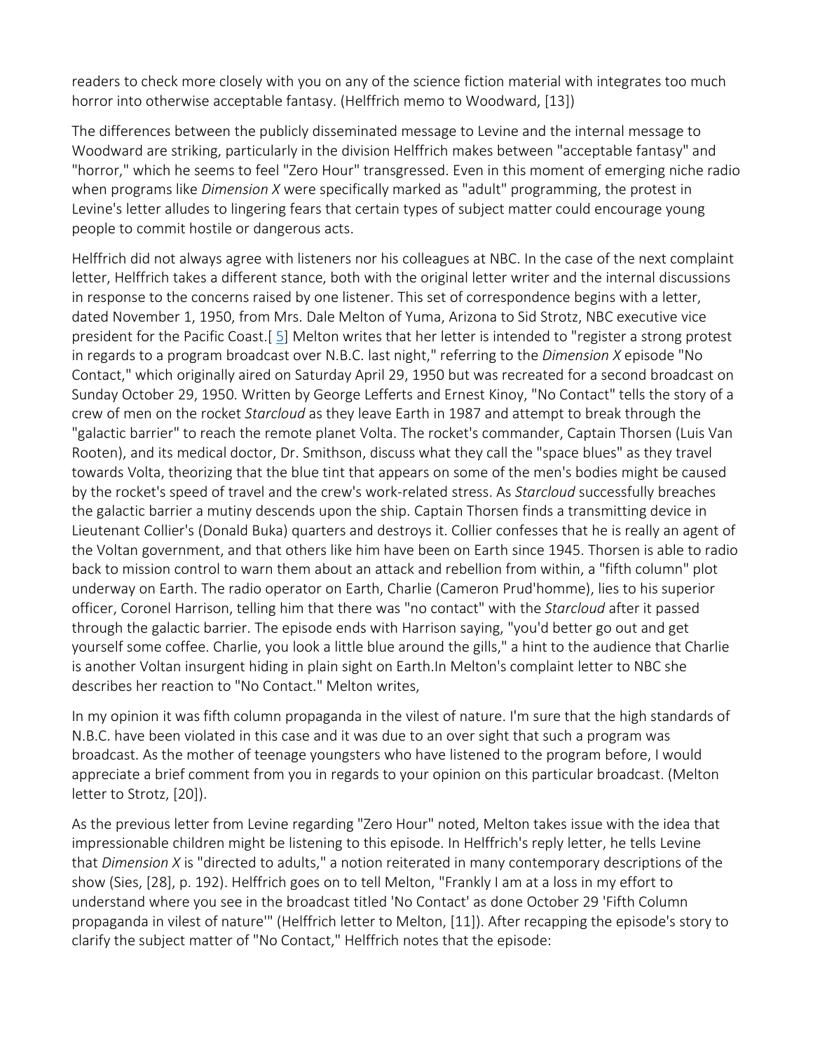readers to check more closely with you on any of the science fiction material with integrates too much horror into otherwise acceptable fantasy. (Helffrich memo to Woodward, [13])

The differences between the publicly disseminated message to Levine and the internal message to Woodward are striking, particularly in the division Helffrich makes between "acceptable fantasy" and "horror," which he seems to feel "Zero Hour" transgressed. Even in this moment of emerging niche radio when programs like *Dimension X* were specifically marked as "adult" programming, the protest in Levine's letter alludes to lingering fears that certain types of subject matter could encourage young people to commit hostile or dangerous acts.

Helffrich did not always agree with listeners nor his colleagues at NBC. In the case of the next complaint letter, Helffrich takes a different stance, both with the original letter writer and the internal discussions in response to the concerns raised by one listener. This set of correspondence begins with a letter, dated November 1, 1950, from Mrs. Dale Melton of Yuma, Arizona to Sid Strotz, NBC executive vice president for the Pacific Coast.[5] Melton writes that her letter is intended to "register a strong protest in regards to a program broadcast over N.B.C. last night," referring to the *Dimension X* episode "No Contact," which originally aired on Saturday April 29, 1950 but was recreated for a second broadcast on Sunday October 29, 1950. Written by George Lefferts and Ernest Kinoy, "No Contact" tells the story of a crew of men on the rocket *Starcloud* as they leave Earth in 1987 and attempt to break through the "galactic barrier" to reach the remote planet Volta. The rocket's commander, Captain Thorsen (Luis Van Rooten), and its medical doctor, Dr. Smithson, discuss what they call the "space blues" as they travel towards Volta, theorizing that the blue tint that appears on some of the men's bodies might be caused by the rocket's speed of travel and the crew's work-related stress. As *Starcloud* successfully breaches the galactic barrier a mutiny descends upon the ship. Captain Thorsen finds a transmitting device in Lieutenant Collier's (Donald Buka) quarters and destroys it. Collier confesses that he is really an agent of the Voltan government, and that others like him have been on Earth since 1945. Thorsen is able to radio back to mission control to warn them about an attack and rebellion from within, a "fifth column" plot underway on Earth. The radio operator on Earth, Charlie (Cameron Prud'homme), lies to his superior officer, Coronel Harrison, telling him that there was "no contact" with the *Starcloud* after it passed through the galactic barrier. The episode ends with Harrison saying, "you'd better go out and get yourself some coffee. Charlie, you look a little blue around the gills," a hint to the audience that Charlie is another Voltan insurgent hiding in plain sight on Earth.In Melton's complaint letter to NBC she describes her reaction to "No Contact." Melton writes,

In my opinion it was fifth column propaganda in the vilest of nature. I'm sure that the high standards of N.B.C. have been violated in this case and it was due to an over sight that such a program was broadcast. As the mother of teenage youngsters who have listened to the program before, I would appreciate a brief comment from you in regards to your opinion on this particular broadcast. (Melton letter to Strotz, [20]).

As the previous letter from Levine regarding "Zero Hour" noted, Melton takes issue with the idea that impressionable children might be listening to this episode. In Helffrich's reply letter, he tells Levine that *Dimension X* is "directed to adults," a notion reiterated in many contemporary descriptions of the show (Sies, [28], p. 192). Helffrich goes on to tell Melton, "Frankly I am at a loss in my effort to understand where you see in the broadcast titled 'No Contact' as done October 29 'Fifth Column propaganda in vilest of nature'" (Helffrich letter to Melton, [11]). After recapping the episode's story to clarify the subject matter of "No Contact," Helffrich notes that the episode: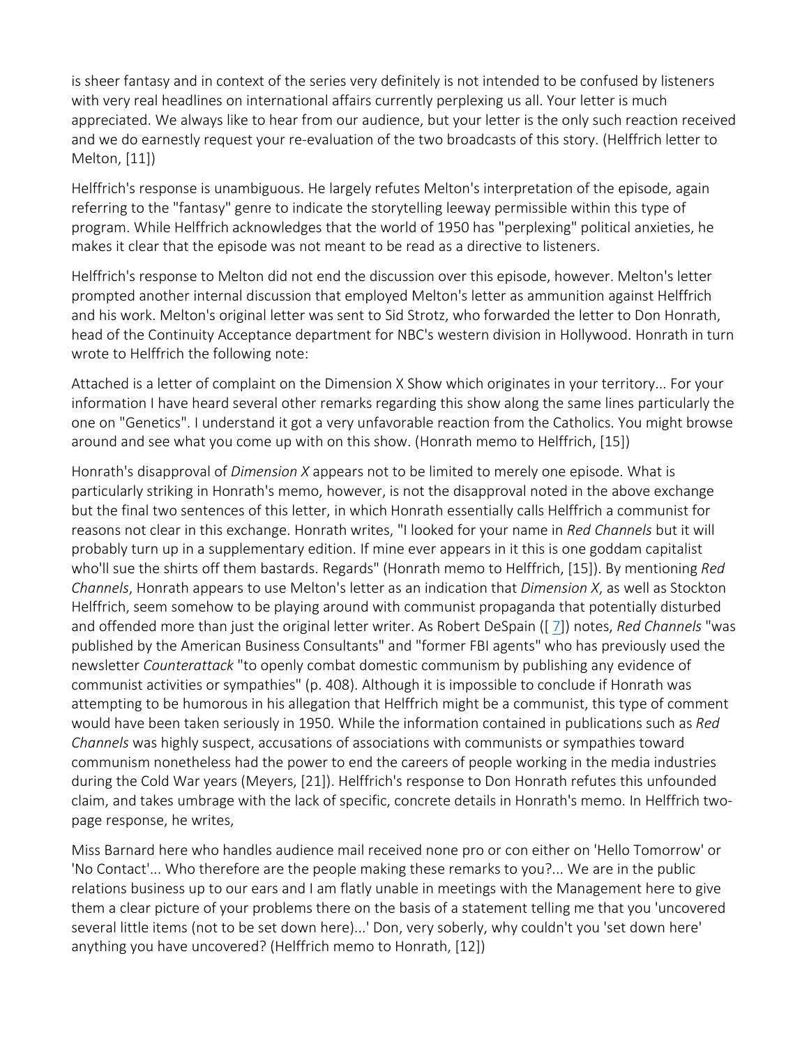is sheer fantasy and in context of the series very definitely is not intended to be confused by listeners with very real headlines on international affairs currently perplexing us all. Your letter is much appreciated. We always like to hear from our audience, but your letter is the only such reaction received and we do earnestly request your re-evaluation of the two broadcasts of this story. (Helffrich letter to Melton, [11])

Helffrich's response is unambiguous. He largely refutes Melton's interpretation of the episode, again referring to the "fantasy" genre to indicate the storytelling leeway permissible within this type of program. While Helffrich acknowledges that the world of 1950 has "perplexing" political anxieties, he makes it clear that the episode was not meant to be read as a directive to listeners.

Helffrich's response to Melton did not end the discussion over this episode, however. Melton's letter prompted another internal discussion that employed Melton's letter as ammunition against Helffrich and his work. Melton's original letter was sent to Sid Strotz, who forwarded the letter to Don Honrath, head of the Continuity Acceptance department for NBC's western division in Hollywood. Honrath in turn wrote to Helffrich the following note:

Attached is a letter of complaint on the Dimension X Show which originates in your territory... For your information I have heard several other remarks regarding this show along the same lines particularly the one on "Genetics". I understand it got a very unfavorable reaction from the Catholics. You might browse around and see what you come up with on this show. (Honrath memo to Helffrich, [15])

Honrath's disapproval of *Dimension X* appears not to be limited to merely one episode. What is particularly striking in Honrath's memo, however, is not the disapproval noted in the above exchange but the final two sentences of this letter, in which Honrath essentially calls Helffrich a communist for reasons not clear in this exchange. Honrath writes, "I looked for your name in *Red Channels* but it will probably turn up in a supplementary edition. If mine ever appears in it this is one goddam capitalist who'll sue the shirts off them bastards. Regards" (Honrath memo to Helffrich, [15]). By mentioning *Red Channels*, Honrath appears to use Melton's letter as an indication that *Dimension X*, as well as Stockton Helffrich, seem somehow to be playing around with communist propaganda that potentially disturbed and offended more than just the original letter writer. As Robert DeSpain ([7]) notes, *Red Channels* "was published by the American Business Consultants" and "former FBI agents" who has previously used the newsletter *Counterattack* "to openly combat domestic communism by publishing any evidence of communist activities or sympathies" (p. 408). Although it is impossible to conclude if Honrath was attempting to be humorous in his allegation that Helffrich might be a communist, this type of comment would have been taken seriously in 1950. While the information contained in publications such as *Red Channels* was highly suspect, accusations of associations with communists or sympathies toward communism nonetheless had the power to end the careers of people working in the media industries during the Cold War years (Meyers, [21]). Helffrich's response to Don Honrath refutes this unfounded claim, and takes umbrage with the lack of specific, concrete details in Honrath's memo. In Helffrich two-page response, he writes,

Miss Barnard here who handles audience mail received none pro or con either on 'Hello Tomorrow' or 'No Contact'... Who therefore are the people making these remarks to you?... We are in the public relations business up to our ears and I am flatly unable in meetings with the Management here to give them a clear picture of your problems there on the basis of a statement telling me that you 'uncovered several little items (not to be set down here)...' Don, very soberly, why couldn't you 'set down here' anything you have uncovered? (Helffrich memo to Honrath, [12])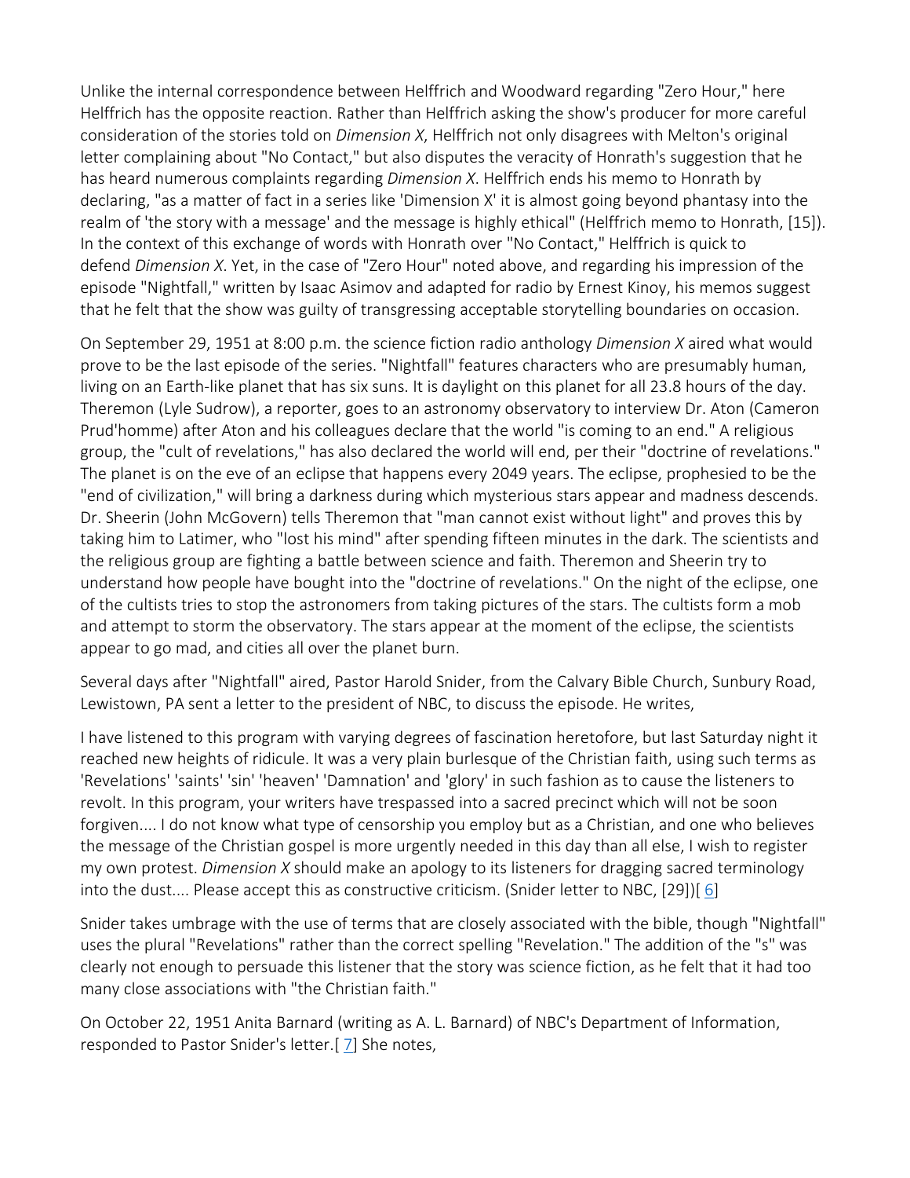Unlike the internal correspondence between Helffrich and Woodward regarding "Zero Hour," here Helffrich has the opposite reaction. Rather than Helffrich asking the show's producer for more careful consideration of the stories told on *Dimension X*, Helffrich not only disagrees with Melton's original letter complaining about "No Contact," but also disputes the veracity of Honrath's suggestion that he has heard numerous complaints regarding *Dimension X*. Helffrich ends his memo to Honrath by declaring, "as a matter of fact in a series like 'Dimension X' it is almost going beyond phantasy into the realm of 'the story with a message' and the message is highly ethical" (Helffrich memo to Honrath, [15]). In the context of this exchange of words with Honrath over "No Contact," Helffrich is quick to defend *Dimension X*. Yet, in the case of "Zero Hour" noted above, and regarding his impression of the episode "Nightfall," written by Isaac Asimov and adapted for radio by Ernest Kinoy, his memos suggest that he felt that the show was guilty of transgressing acceptable storytelling boundaries on occasion.

On September 29, 1951 at 8:00 p.m. the science fiction radio anthology *Dimension X* aired what would prove to be the last episode of the series. "Nightfall" features characters who are presumably human, living on an Earth-like planet that has six suns. It is daylight on this planet for all 23.8 hours of the day. Theremon (Lyle Sudrow), a reporter, goes to an astronomy observatory to interview Dr. Aton (Cameron Prud'homme) after Aton and his colleagues declare that the world "is coming to an end." A religious group, the "cult of revelations," has also declared the world will end, per their "doctrine of revelations." The planet is on the eve of an eclipse that happens every 2049 years. The eclipse, prophesied to be the "end of civilization," will bring a darkness during which mysterious stars appear and madness descends. Dr. Sheerin (John McGovern) tells Theremon that "man cannot exist without light" and proves this by taking him to Latimer, who "lost his mind" after spending fifteen minutes in the dark. The scientists and the religious group are fighting a battle between science and faith. Theremon and Sheerin try to understand how people have bought into the "doctrine of revelations." On the night of the eclipse, one of the cultists tries to stop the astronomers from taking pictures of the stars. The cultists form a mob and attempt to storm the observatory. The stars appear at the moment of the eclipse, the scientists appear to go mad, and cities all over the planet burn.

Several days after "Nightfall" aired, Pastor Harold Snider, from the Calvary Bible Church, Sunbury Road, Lewistown, PA sent a letter to the president of NBC, to discuss the episode. He writes,

I have listened to this program with varying degrees of fascination heretofore, but last Saturday night it reached new heights of ridicule. It was a very plain burlesque of the Christian faith, using such terms as 'Revelations' 'saints' 'sin' 'heaven' 'Damnation' and 'glory' in such fashion as to cause the listeners to revolt. In this program, your writers have trespassed into a sacred precinct which will not be soon forgiven.... I do not know what type of censorship you employ but as a Christian, and one who believes the message of the Christian gospel is more urgently needed in this day than all else, I wish to register my own protest. *Dimension X* should make an apology to its listeners for dragging sacred terminology into the dust.... Please accept this as constructive criticism. (Snider letter to NBC, [29])[6]

Snider takes umbrage with the use of terms that are closely associated with the bible, though "Nightfall" uses the plural "Revelations" rather than the correct spelling "Revelation." The addition of the "s" was clearly not enough to persuade this listener that the story was science fiction, as he felt that it had too many close associations with "the Christian faith."

On October 22, 1951 Anita Barnard (writing as A. L. Barnard) of NBC's Department of Information, responded to Pastor Snider's letter.[7] She notes,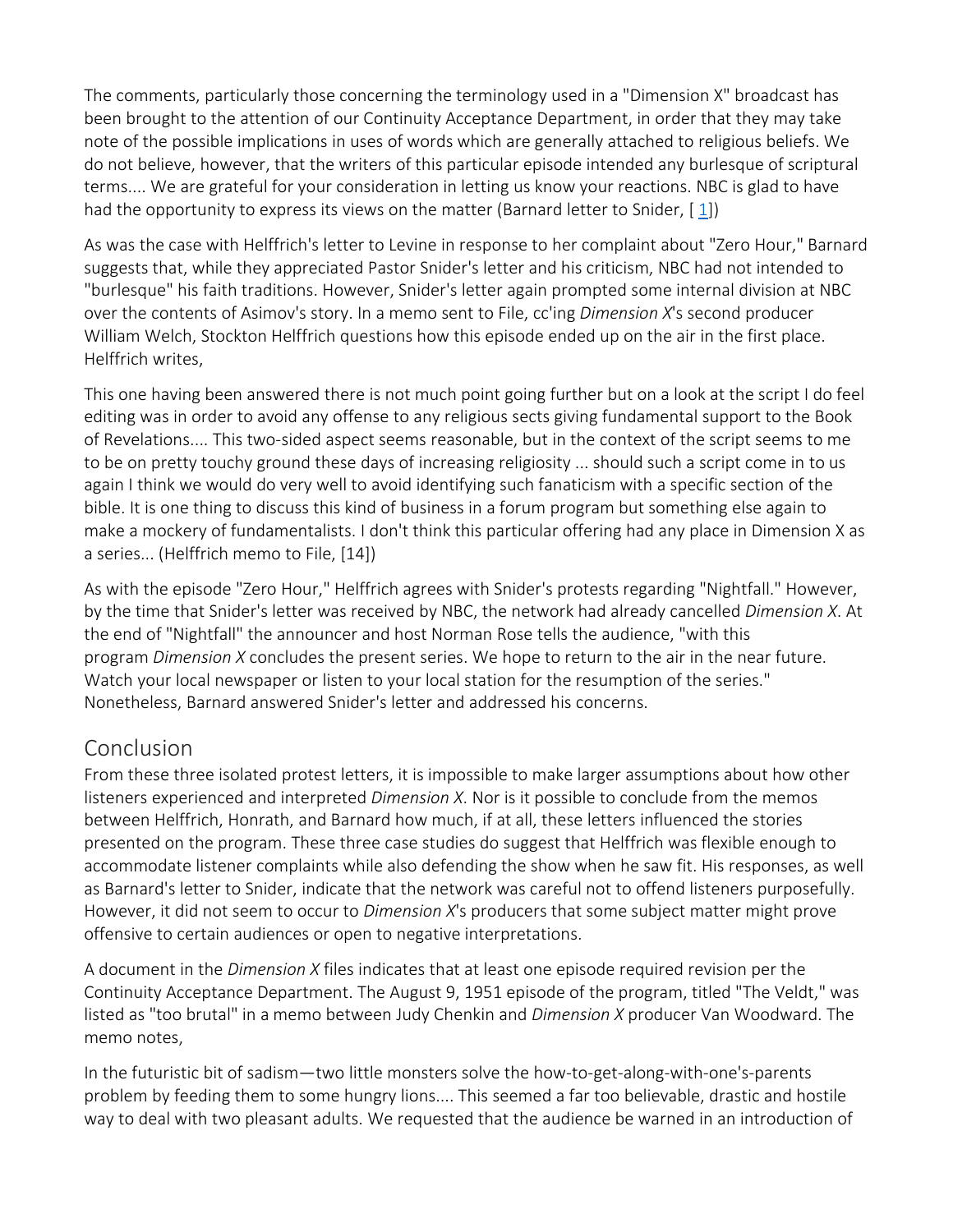The comments, particularly those concerning the terminology used in a "Dimension X" broadcast has been brought to the attention of our Continuity Acceptance Department, in order that they may take note of the possible implications in uses of words which are generally attached to religious beliefs. We do not believe, however, that the writers of this particular episode intended any burlesque of scriptural terms.... We are grateful for your consideration in letting us know your reactions. NBC is glad to have had the opportunity to express its views on the matter (Barnard letter to Snider, [ 1])

As was the case with Helffrich's letter to Levine in response to her complaint about "Zero Hour," Barnard suggests that, while they appreciated Pastor Snider's letter and his criticism, NBC had not intended to "burlesque" his faith traditions. However, Snider's letter again prompted some internal division at NBC over the contents of Asimov's story. In a memo sent to File, cc'ing *Dimension X*'s second producer William Welch, Stockton Helffrich questions how this episode ended up on the air in the first place. Helffrich writes,

This one having been answered there is not much point going further but on a look at the script I do feel editing was in order to avoid any offense to any religious sects giving fundamental support to the Book of Revelations.... This two-sided aspect seems reasonable, but in the context of the script seems to me to be on pretty touchy ground these days of increasing religiosity ... should such a script come in to us again I think we would do very well to avoid identifying such fanaticism with a specific section of the bible. It is one thing to discuss this kind of business in a forum program but something else again to make a mockery of fundamentalists. I don't think this particular offering had any place in Dimension X as a series... (Helffrich memo to File, [14])

As with the episode "Zero Hour," Helffrich agrees with Snider's protests regarding "Nightfall." However, by the time that Snider's letter was received by NBC, the network had already cancelled *Dimension X*. At the end of "Nightfall" the announcer and host Norman Rose tells the audience, "with this program *Dimension X* concludes the present series. We hope to return to the air in the near future. Watch your local newspaper or listen to your local station for the resumption of the series." Nonetheless, Barnard answered Snider's letter and addressed his concerns.

## Conclusion

From these three isolated protest letters, it is impossible to make larger assumptions about how other listeners experienced and interpreted *Dimension X*. Nor is it possible to conclude from the memos between Helffrich, Honrath, and Barnard how much, if at all, these letters influenced the stories presented on the program. These three case studies do suggest that Helffrich was flexible enough to accommodate listener complaints while also defending the show when he saw fit. His responses, as well as Barnard's letter to Snider, indicate that the network was careful not to offend listeners purposefully. However, it did not seem to occur to *Dimension X*'s producers that some subject matter might prove offensive to certain audiences or open to negative interpretations.

A document in the *Dimension X* files indicates that at least one episode required revision per the Continuity Acceptance Department. The August 9, 1951 episode of the program, titled "The Veldt," was listed as "too brutal" in a memo between Judy Chenkin and *Dimension X* producer Van Woodward. The memo notes,

In the futuristic bit of sadism—two little monsters solve the how-to-get-along-with-one's-parents problem by feeding them to some hungry lions.... This seemed a far too believable, drastic and hostile way to deal with two pleasant adults. We requested that the audience be warned in an introduction of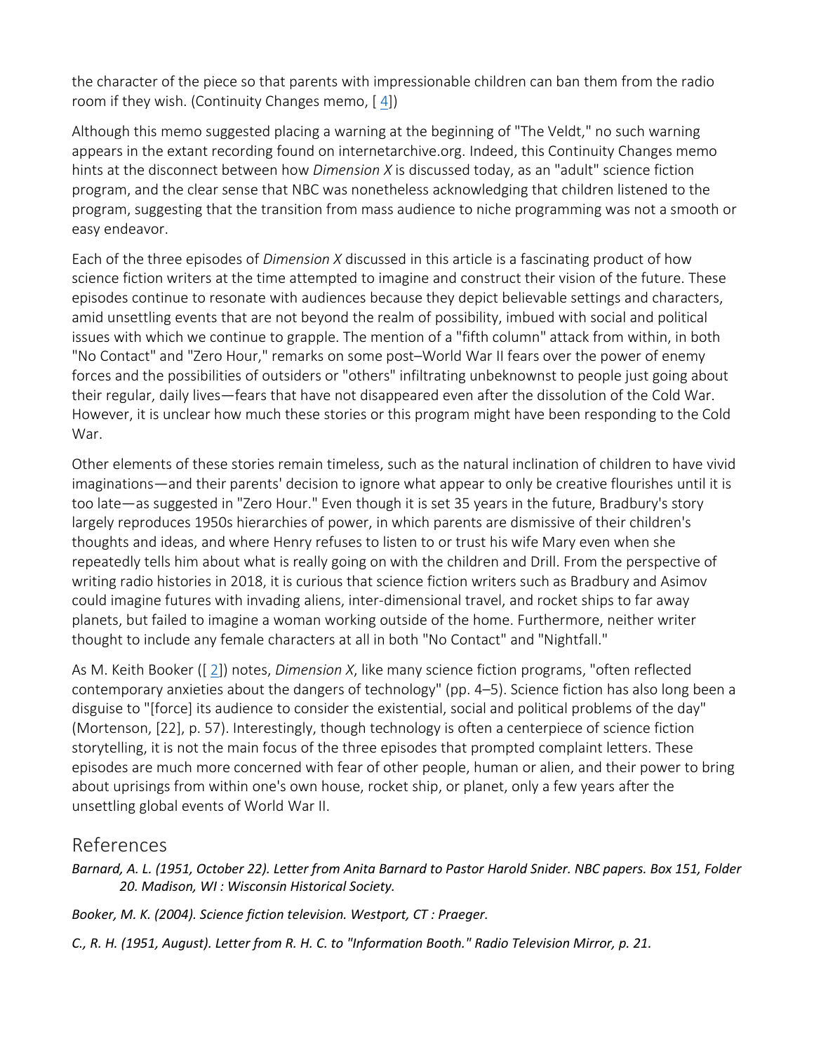the character of the piece so that parents with impressionable children can ban them from the radio room if they wish. (Continuity Changes memo, [ 4])

Although this memo suggested placing a warning at the beginning of "The Veldt," no such warning appears in the extant recording found on internetarchive.org. Indeed, this Continuity Changes memo hints at the disconnect between how *Dimension X* is discussed today, as an "adult" science fiction program, and the clear sense that NBC was nonetheless acknowledging that children listened to the program, suggesting that the transition from mass audience to niche programming was not a smooth or easy endeavor.

Each of the three episodes of *Dimension X* discussed in this article is a fascinating product of how science fiction writers at the time attempted to imagine and construct their vision of the future. These episodes continue to resonate with audiences because they depict believable settings and characters, amid unsettling events that are not beyond the realm of possibility, imbued with social and political issues with which we continue to grapple. The mention of a "fifth column" attack from within, in both "No Contact" and "Zero Hour," remarks on some post–World War II fears over the power of enemy forces and the possibilities of outsiders or "others" infiltrating unbeknownst to people just going about their regular, daily lives—fears that have not disappeared even after the dissolution of the Cold War. However, it is unclear how much these stories or this program might have been responding to the Cold War.

Other elements of these stories remain timeless, such as the natural inclination of children to have vivid imaginations—and their parents' decision to ignore what appear to only be creative flourishes until it is too late—as suggested in "Zero Hour." Even though it is set 35 years in the future, Bradbury's story largely reproduces 1950s hierarchies of power, in which parents are dismissive of their children's thoughts and ideas, and where Henry refuses to listen to or trust his wife Mary even when she repeatedly tells him about what is really going on with the children and Drill. From the perspective of writing radio histories in 2018, it is curious that science fiction writers such as Bradbury and Asimov could imagine futures with invading aliens, inter-dimensional travel, and rocket ships to far away planets, but failed to imagine a woman working outside of the home. Furthermore, neither writer thought to include any female characters at all in both "No Contact" and "Nightfall."

As M. Keith Booker ([ 2]) notes, *Dimension X*, like many science fiction programs, "often reflected contemporary anxieties about the dangers of technology" (pp. 4–5). Science fiction has also long been a disguise to "[force] its audience to consider the existential, social and political problems of the day" (Mortenson, [22], p. 57). Interestingly, though technology is often a centerpiece of science fiction storytelling, it is not the main focus of the three episodes that prompted complaint letters. These episodes are much more concerned with fear of other people, human or alien, and their power to bring about uprisings from within one's own house, rocket ship, or planet, only a few years after the unsettling global events of World War II.

## References

*Barnard, A. L. (1951, October 22). Letter from Anita Barnard to Pastor Harold Snider. NBC papers. Box 151, Folder 20. Madison, WI : Wisconsin Historical Society.*

*Booker, M. K. (2004). Science fiction television. Westport, CT : Praeger.*

*C., R. H. (1951, August). Letter from R. H. C. to "Information Booth." Radio Television Mirror, p. 21.*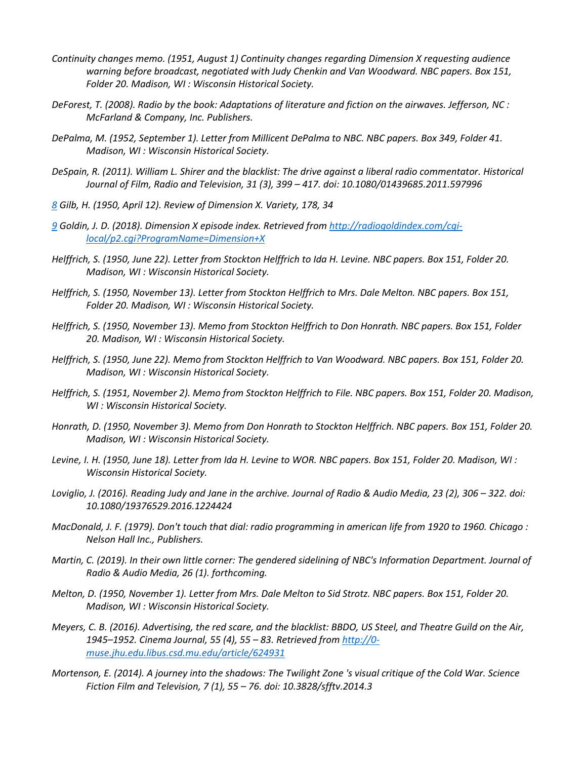*Continuity changes memo. (1951, August 1) Continuity changes regarding Dimension X requesting audience warning before broadcast, negotiated with Judy Chenkin and Van Woodward. NBC papers. Box 151, Folder 20. Madison, WI : Wisconsin Historical Society.*

*DeForest, T. (2008). Radio by the book: Adaptations of literature and fiction on the airwaves. Jefferson, NC : McFarland & Company, Inc. Publishers.*

*DePalma, M. (1952, September 1). Letter from Millicent DePalma to NBC. NBC papers. Box 349, Folder 41. Madison, WI : Wisconsin Historical Society.*

*DeSpain, R. (2011). William L. Shirer and the blacklist: The drive against a liberal radio commentator. Historical Journal of Film, Radio and Television, 31 (3), 399 – 417. doi: 10.1080/01439685.2011.597996*

*[8] Gilb, H. (1950, April 12). Review of Dimension X. Variety, 178, 34*

*[9] Goldin, J. D. (2018). Dimension X episode index. Retrieved from [http://radiogoldindex.com/cgi-local/p2.cgi?ProgramName=Dimension+X](http://radiogoldindex.com/cgi-local/p2.cgi?ProgramName=Dimension+X)*

*Helffrich, S. (1950, June 22). Letter from Stockton Helffrich to Ida H. Levine. NBC papers. Box 151, Folder 20. Madison, WI : Wisconsin Historical Society.*

*Helffrich, S. (1950, November 13). Letter from Stockton Helffrich to Mrs. Dale Melton. NBC papers. Box 151, Folder 20. Madison, WI : Wisconsin Historical Society.*

*Helffrich, S. (1950, November 13). Memo from Stockton Helffrich to Don Honrath. NBC papers. Box 151, Folder 20. Madison, WI : Wisconsin Historical Society.*

*Helffrich, S. (1950, June 22). Memo from Stockton Helffrich to Van Woodward. NBC papers. Box 151, Folder 20. Madison, WI : Wisconsin Historical Society.*

*Helffrich, S. (1951, November 2). Memo from Stockton Helffrich to File. NBC papers. Box 151, Folder 20. Madison, WI : Wisconsin Historical Society.*

*Honrath, D. (1950, November 3). Memo from Don Honrath to Stockton Helffrich. NBC papers. Box 151, Folder 20. Madison, WI : Wisconsin Historical Society.*

*Levine, I. H. (1950, June 18). Letter from Ida H. Levine to WOR. NBC papers. Box 151, Folder 20. Madison, WI : Wisconsin Historical Society.*

*Loviglio, J. (2016). Reading Judy and Jane in the archive. Journal of Radio & Audio Media, 23 (2), 306 – 322. doi: 10.1080/19376529.2016.1224424*

*MacDonald, J. F. (1979). Don't touch that dial: radio programming in american life from 1920 to 1960. Chicago : Nelson Hall Inc., Publishers.*

*Martin, C. (2019). In their own little corner: The gendered sidelining of NBC's Information Department. Journal of Radio & Audio Media, 26 (1). forthcoming.*

*Melton, D. (1950, November 1). Letter from Mrs. Dale Melton to Sid Strotz. NBC papers. Box 151, Folder 20. Madison, WI : Wisconsin Historical Society.*

*Meyers, C. B. (2016). Advertising, the red scare, and the blacklist: BBDO, US Steel, and Theatre Guild on the Air, 1945–1952. Cinema Journal, 55 (4), 55 – 83. Retrieved from [http://0-muse.jhu.edu.libus.csd.mu.edu/article/624931](http://0-muse.jhu.edu.libus.csd.mu.edu/article/624931)*

*Mortenson, E. (2014). A journey into the shadows: The Twilight Zone 's visual critique of the Cold War. Science Fiction Film and Television, 7 (1), 55 – 76. doi: 10.3828/sfftv.2014.3*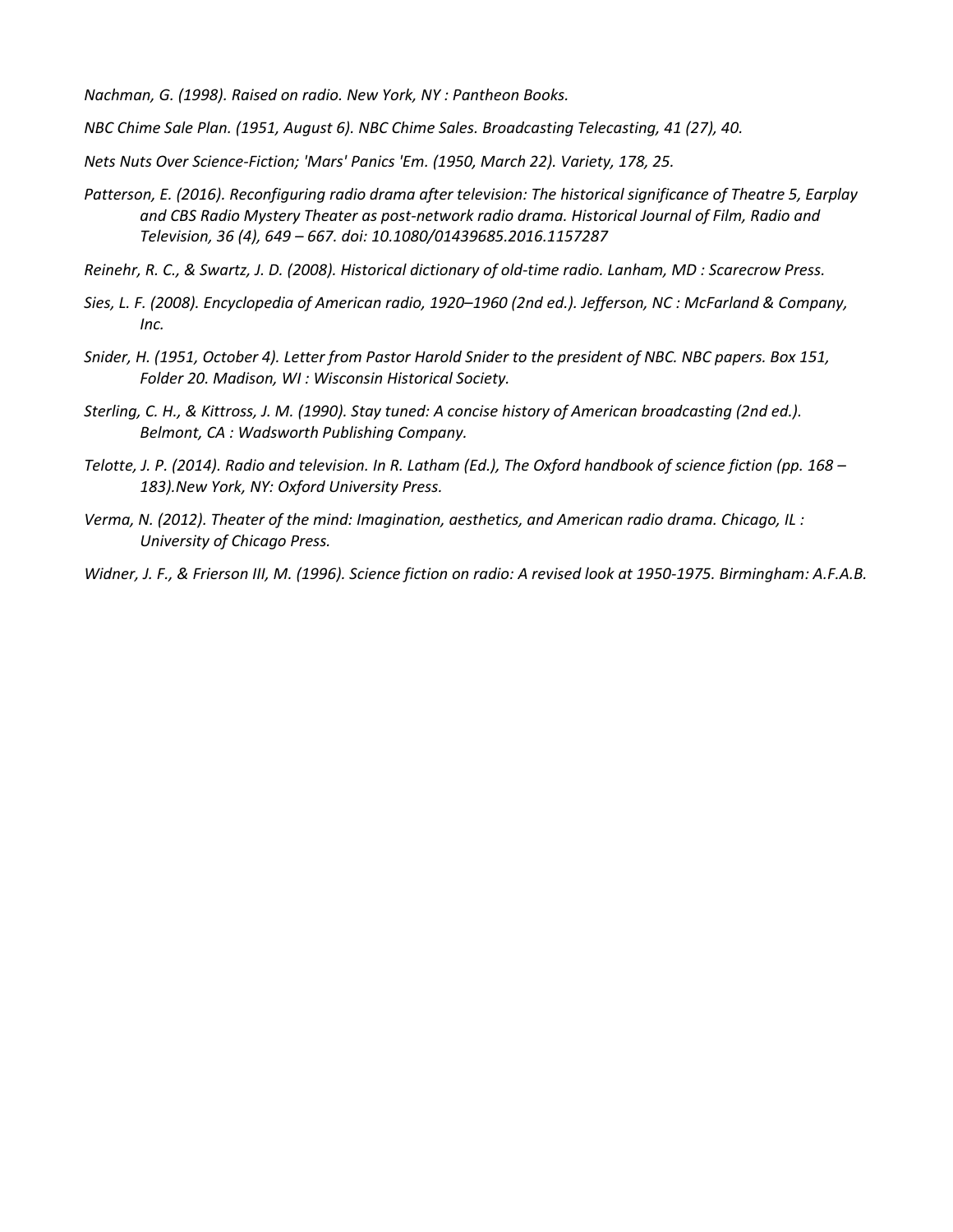*Nachman, G. (1998). Raised on radio. New York, NY : Pantheon Books.*

*NBC Chime Sale Plan. (1951, August 6). NBC Chime Sales. Broadcasting Telecasting, 41 (27), 40.*

*Nets Nuts Over Science-Fiction; 'Mars' Panics 'Em. (1950, March 22). Variety, 178, 25.*

*Patterson, E. (2016). Reconfiguring radio drama after television: The historical significance of Theatre 5, Earplay and CBS Radio Mystery Theater as post-network radio drama. Historical Journal of Film, Radio and Television, 36 (4), 649 – 667. doi: 10.1080/01439685.2016.1157287*

*Reinehr, R. C., & Swartz, J. D. (2008). Historical dictionary of old-time radio. Lanham, MD : Scarecrow Press.*

*Sies, L. F. (2008). Encyclopedia of American radio, 1920–1960 (2nd ed.). Jefferson, NC : McFarland & Company, Inc.*

*Snider, H. (1951, October 4). Letter from Pastor Harold Snider to the president of NBC. NBC papers. Box 151, Folder 20. Madison, WI : Wisconsin Historical Society.*

*Sterling, C. H., & Kittross, J. M. (1990). Stay tuned: A concise history of American broadcasting (2nd ed.). Belmont, CA : Wadsworth Publishing Company.*

*Telotte, J. P. (2014). Radio and television. In R. Latham (Ed.), The Oxford handbook of science fiction (pp. 168 – 183).New York, NY: Oxford University Press.*

*Verma, N. (2012). Theater of the mind: Imagination, aesthetics, and American radio drama. Chicago, IL : University of Chicago Press.*

*Widner, J. F., & Frierson III, M. (1996). Science fiction on radio: A revised look at 1950-1975. Birmingham: A.F.A.B.*